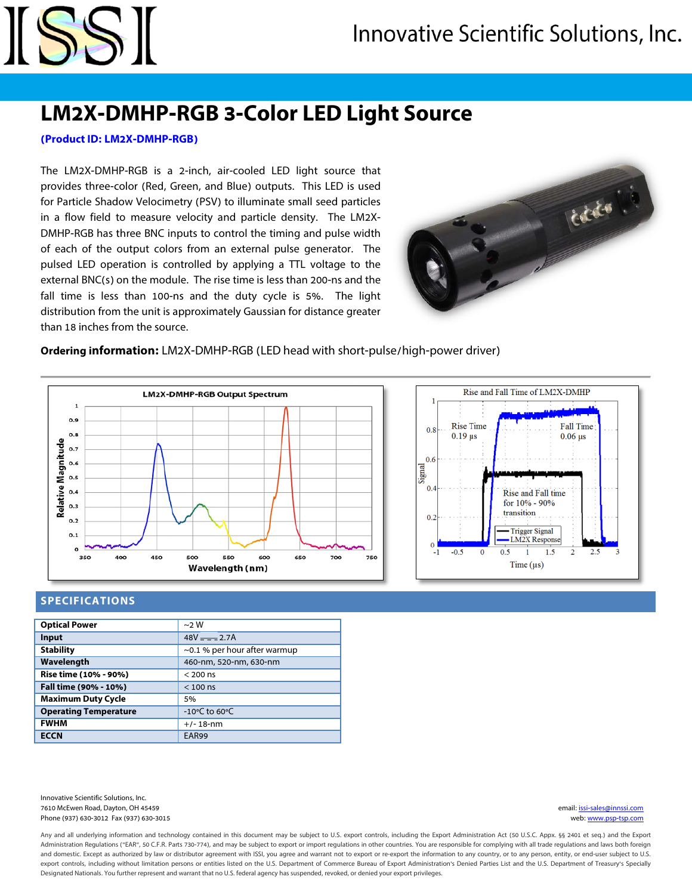# LM2X-DMHP-RGB 3-Color LED Light Source

**(Product ID: LM2X-DMHP-RGB)**

The LM2X-DMHP-RGB is a 2-inch, air-cooled LED light source that provides three-color (Red, Green, and Blue) outputs. This LED is used for Particle Shadow Velocimetry (PSV) to illuminate small seed particles in a flow field to measure velocity and particle density. The LM2X-DMHP-RGB has three BNC inputs to control the timing and pulse width of each of the output colors from an external pulse generator. The pulsed LED operation is controlled by applying a TTL voltage to the external BNC(s) on the module. The rise time is less than 200-ns and the fall time is less than 100-ns and the duty cycle is 5%. The light distribution from the unit is approximately Gaussian for distance greater than 18 inches from the source.

**Ordering information:** LM2X-DMHP-RGB (LED head with short-pulse/high-power driver)

## SPECIFICATIONS

| | |
|---|---|
| **Optical Power** | ~2 W |
| **Input** | 48V ⎓ 2.7A |
| **Stability** | ~0.1 % per hour after warmup |
| **Wavelength** | 460-nm, 520-nm, 630-nm |
| **Rise time (10% - 90%)** | < 200 ns |
| **Fall time (90% - 10%)** | < 100 ns |
| **Maximum Duty Cycle** | 5% |
| **Operating Temperature** | -10°C to 60°C |
| **FWHM** | +/- 18-nm |
| **ECCN** | EAR99 |

Innovative Scientific Solutions, Inc.
7610 McEwen Road, Dayton, OH 45459
Phone (937) 630-3012 Fax (937) 630-3015

email: issi-sales@innssi.com
web: www.psp-tsp.com

Any and all underlying information and technology contained in this document may be subject to U.S. export controls, including the Export Administration Act (50 U.S.C. Appx. §§ 2401 et seq.) and the Export Administration Regulations ("EAR", 50 C.F.R. Parts 730-774), and may be subject to export or import regulations in other countries. You are responsible for complying with all trade regulations and laws both foreign and domestic. Except as authorized by law or distributor agreement with ISSI, you agree and warrant not to export or re-export the information to any country, or to any person, entity, or end-user subject to U.S. export controls, including without limitation persons or entities listed on the U.S. Department of Commerce Bureau of Export Administration's Denied Parties List and the U.S. Department of Treasury's Specially Designated Nationals. You further represent and warrant that no U.S. federal agency has suspended, revoked, or denied your export privileges.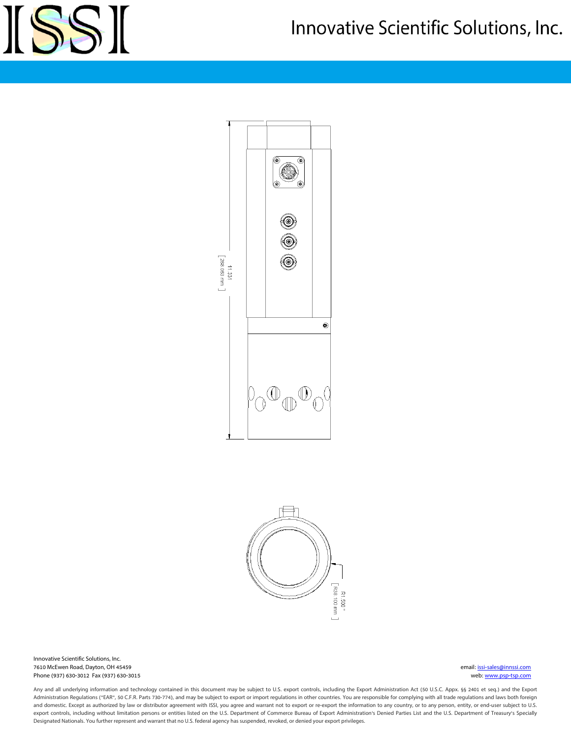11.331
[ 288.063 mm ]

R1.500 "
[ R38.100 mm ]

Innovative Scientific Solutions, Inc.
7610 McEwen Road, Dayton, OH 45459
Phone (937) 630-3012 Fax (937) 630-3015

email: issi-sales@innssi.com
web: www.psp-tsp.com

Any and all underlying information and technology contained in this document may be subject to U.S. export controls, including the Export Administration Act (50 U.S.C. Appx. §§ 2401 et seq.) and the Export Administration Regulations ("EAR", 50 C.F.R. Parts 730-774), and may be subject to export or import regulations in other countries. You are responsible for complying with all trade regulations and laws both foreign and domestic. Except as authorized by law or distributor agreement with ISSI, you agree and warrant not to export or re-export the information to any country, or to any person, entity, or end-user subject to U.S. export controls, including without limitation persons or entities listed on the U.S. Department of Commerce Bureau of Export Administration's Denied Parties List and the U.S. Department of Treasury's Specially Designated Nationals. You further represent and warrant that no U.S. federal agency has suspended, revoked, or denied your export privileges.